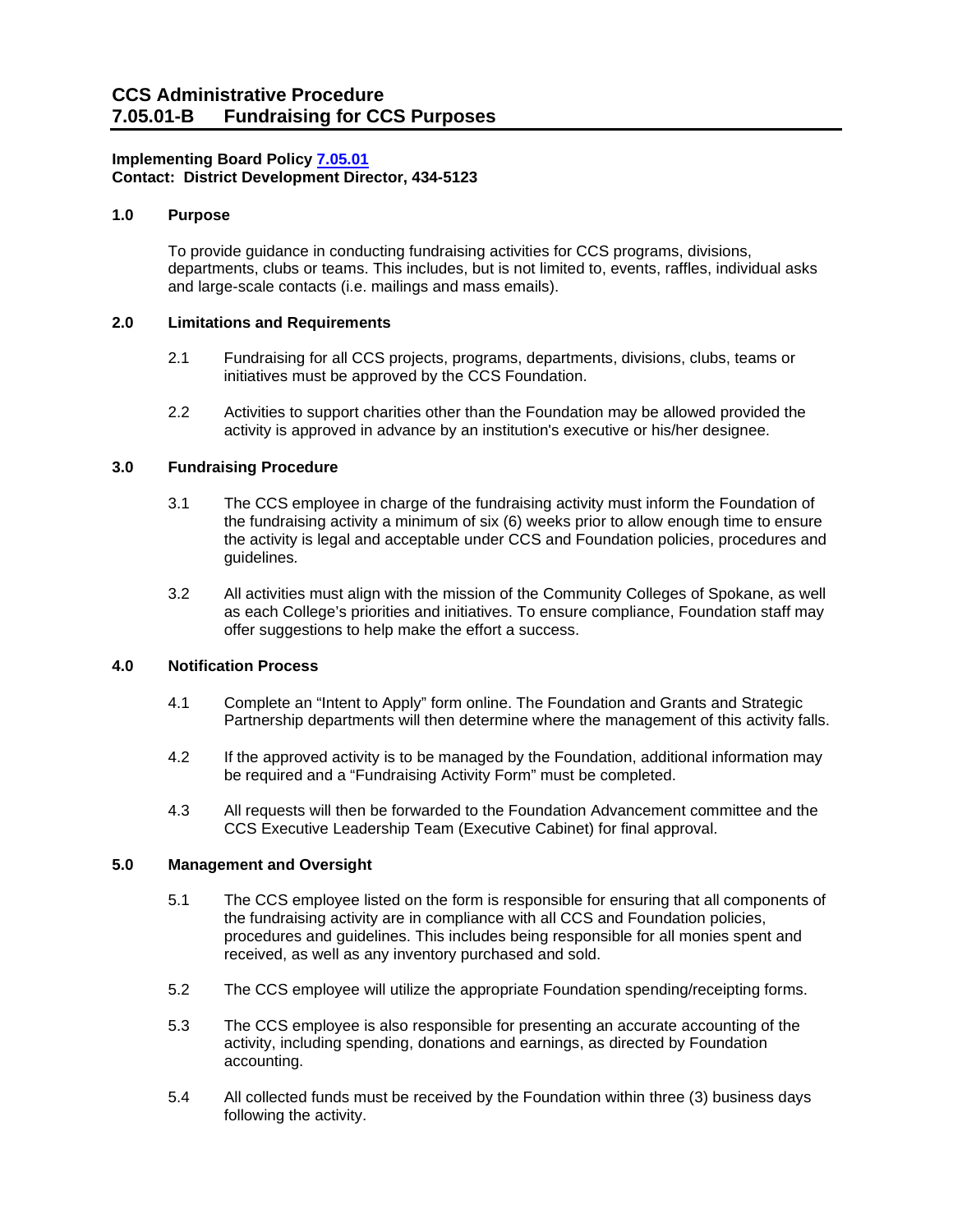# CCS Administrative Procedure
# 7.05.01-B Fundraising for CCS Purposes

**Implementing Board Policy [7.05.01]**
**Contact: District Development Director, 434-5123**

## 1.0 Purpose

To provide guidance in conducting fundraising activities for CCS programs, divisions, departments, clubs or teams. This includes, but is not limited to, events, raffles, individual asks and large-scale contacts (i.e. mailings and mass emails).

## 2.0 Limitations and Requirements

2.1 Fundraising for all CCS projects, programs, departments, divisions, clubs, teams or initiatives must be approved by the CCS Foundation.

2.2 Activities to support charities other than the Foundation may be allowed provided the activity is approved in advance by an institution's executive or his/her designee.

## 3.0 Fundraising Procedure

3.1 The CCS employee in charge of the fundraising activity must inform the Foundation of the fundraising activity a minimum of six (6) weeks prior to allow enough time to ensure the activity is legal and acceptable under CCS and Foundation policies, procedures and guidelines.

3.2 All activities must align with the mission of the Community Colleges of Spokane, as well as each College's priorities and initiatives. To ensure compliance, Foundation staff may offer suggestions to help make the effort a success.

## 4.0 Notification Process

4.1 Complete an "Intent to Apply" form online. The Foundation and Grants and Strategic Partnership departments will then determine where the management of this activity falls.

4.2 If the approved activity is to be managed by the Foundation, additional information may be required and a "Fundraising Activity Form" must be completed.

4.3 All requests will then be forwarded to the Foundation Advancement committee and the CCS Executive Leadership Team (Executive Cabinet) for final approval.

## 5.0 Management and Oversight

5.1 The CCS employee listed on the form is responsible for ensuring that all components of the fundraising activity are in compliance with all CCS and Foundation policies, procedures and guidelines. This includes being responsible for all monies spent and received, as well as any inventory purchased and sold.

5.2 The CCS employee will utilize the appropriate Foundation spending/receipting forms.

5.3 The CCS employee is also responsible for presenting an accurate accounting of the activity, including spending, donations and earnings, as directed by Foundation accounting.

5.4 All collected funds must be received by the Foundation within three (3) business days following the activity.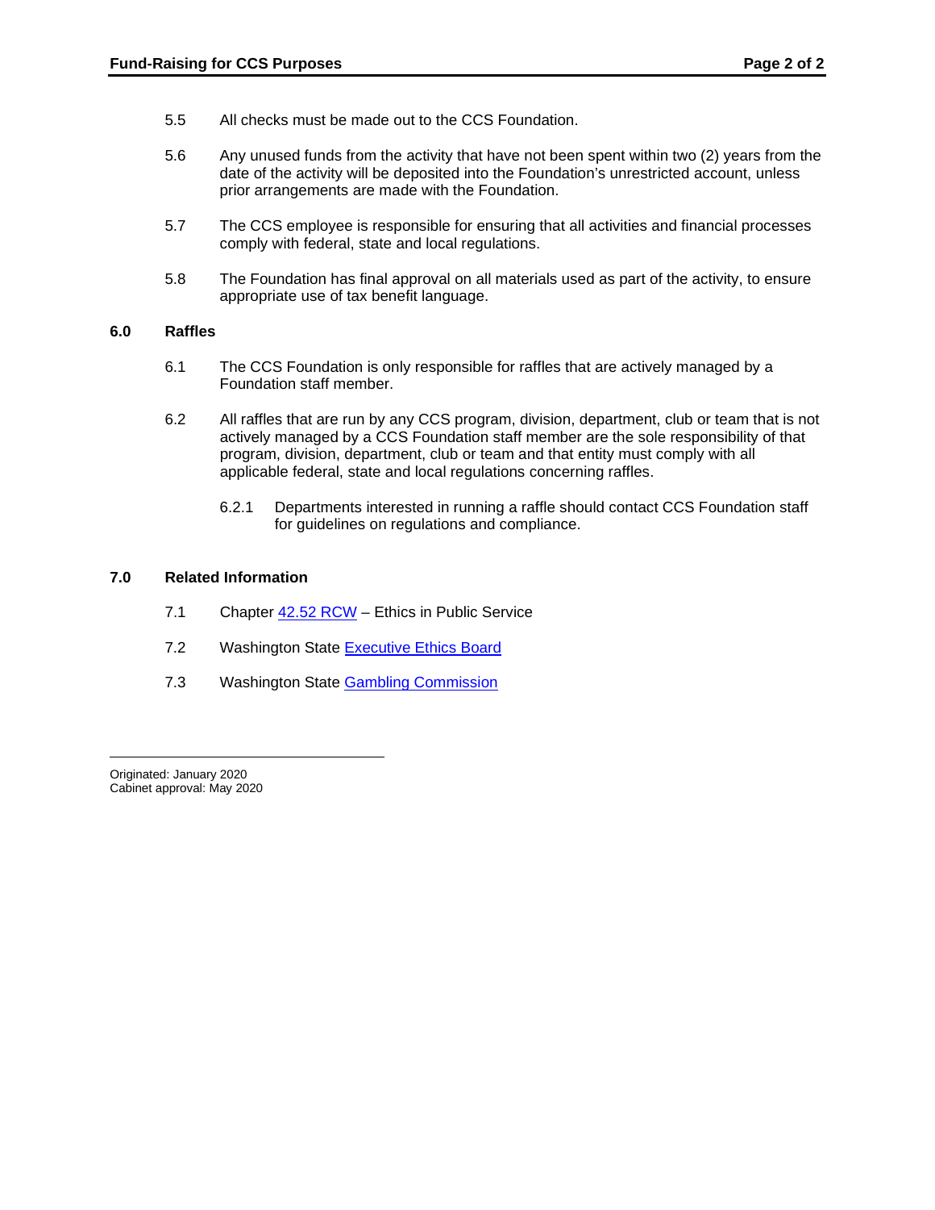5.5 All checks must be made out to the CCS Foundation.

5.6 Any unused funds from the activity that have not been spent within two (2) years from the date of the activity will be deposited into the Foundation's unrestricted account, unless prior arrangements are made with the Foundation.

5.7 The CCS employee is responsible for ensuring that all activities and financial processes comply with federal, state and local regulations.

5.8 The Foundation has final approval on all materials used as part of the activity, to ensure appropriate use of tax benefit language.

## 6.0 Raffles

6.1 The CCS Foundation is only responsible for raffles that are actively managed by a Foundation staff member.

6.2 All raffles that are run by any CCS program, division, department, club or team that is not actively managed by a CCS Foundation staff member are the sole responsibility of that program, division, department, club or team and that entity must comply with all applicable federal, state and local regulations concerning raffles.

6.2.1 Departments interested in running a raffle should contact CCS Foundation staff for guidelines on regulations and compliance.

## 7.0 Related Information

7.1 Chapter 42.52 RCW – Ethics in Public Service

7.2 Washington State Executive Ethics Board

7.3 Washington State Gambling Commission

---

Originated: January 2020
Cabinet approval: May 2020